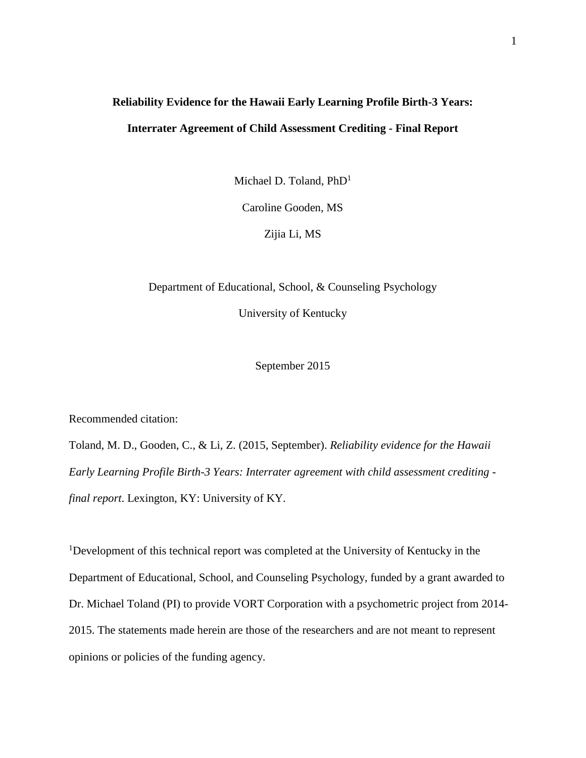# Reliability Evidence for the Hawaii Early Learning Profile Birth-3 Years: Interrater Agreement of Child Assessment Crediting - Final Report

Michael D. Toland, PhD[1]

Caroline Gooden, MS

Zijia Li, MS

Department of Educational, School, & Counseling Psychology

University of Kentucky

September 2015

Recommended citation:

Toland, M. D., Gooden, C., & Li, Z. (2015, September). *Reliability evidence for the Hawaii Early Learning Profile Birth-3 Years: Interrater agreement with child assessment crediting - final report*. Lexington, KY: University of KY.

[1]Development of this technical report was completed at the University of Kentucky in the Department of Educational, School, and Counseling Psychology, funded by a grant awarded to Dr. Michael Toland (PI) to provide VORT Corporation with a psychometric project from 2014-2015. The statements made herein are those of the researchers and are not meant to represent opinions or policies of the funding agency.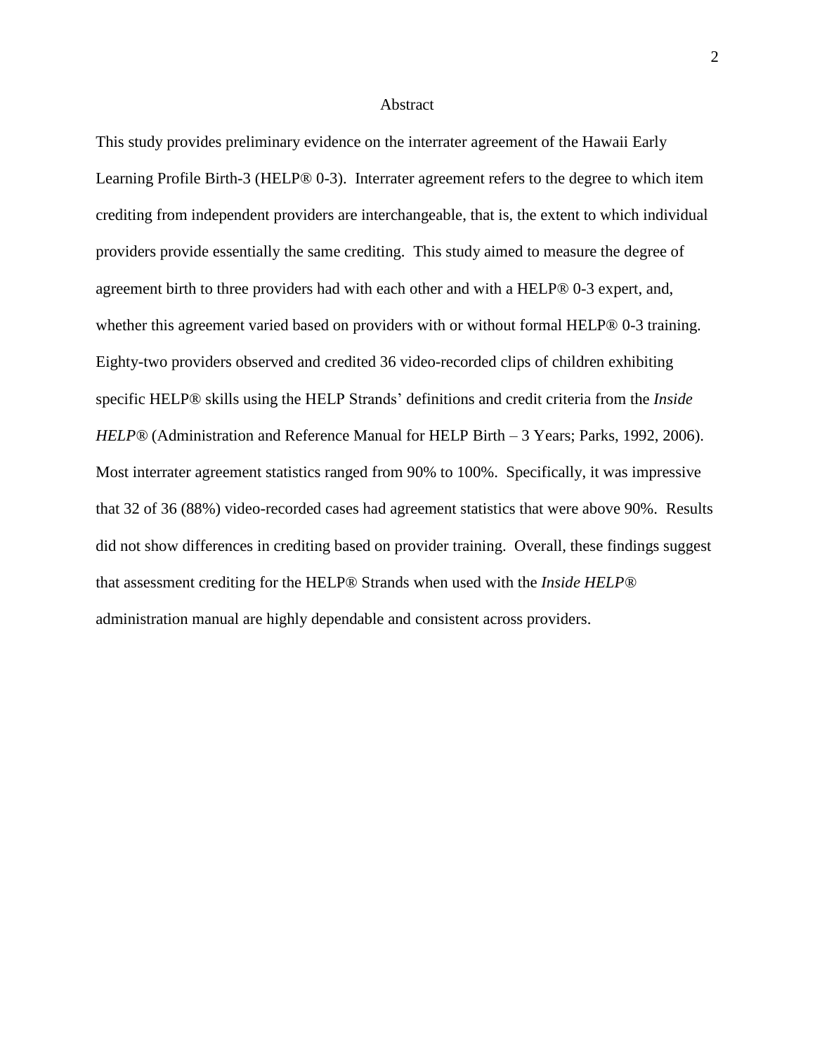# Abstract

This study provides preliminary evidence on the interrater agreement of the Hawaii Early Learning Profile Birth-3 (HELP® 0-3). Interrater agreement refers to the degree to which item crediting from independent providers are interchangeable, that is, the extent to which individual providers provide essentially the same crediting. This study aimed to measure the degree of agreement birth to three providers had with each other and with a HELP® 0-3 expert, and, whether this agreement varied based on providers with or without formal HELP® 0-3 training. Eighty-two providers observed and credited 36 video-recorded clips of children exhibiting specific HELP® skills using the HELP Strands' definitions and credit criteria from the *Inside HELP®* (Administration and Reference Manual for HELP Birth – 3 Years; Parks, 1992, 2006). Most interrater agreement statistics ranged from 90% to 100%. Specifically, it was impressive that 32 of 36 (88%) video-recorded cases had agreement statistics that were above 90%. Results did not show differences in crediting based on provider training. Overall, these findings suggest that assessment crediting for the HELP® Strands when used with the *Inside HELP®* administration manual are highly dependable and consistent across providers.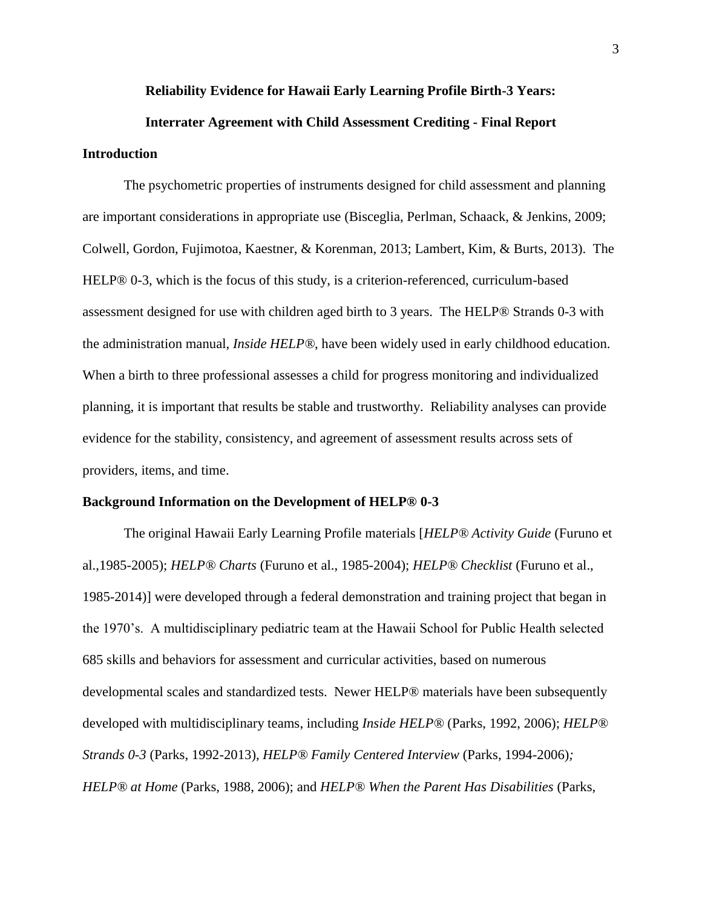**Reliability Evidence for Hawaii Early Learning Profile Birth-3 Years:**

**Interrater Agreement with Child Assessment Crediting - Final Report**

## Introduction

The psychometric properties of instruments designed for child assessment and planning are important considerations in appropriate use (Bisceglia, Perlman, Schaack, & Jenkins, 2009; Colwell, Gordon, Fujimotoa, Kaestner, & Korenman, 2013; Lambert, Kim, & Burts, 2013). The HELP® 0-3, which is the focus of this study, is a criterion-referenced, curriculum-based assessment designed for use with children aged birth to 3 years. The HELP® Strands 0-3 with the administration manual, *Inside HELP®*, have been widely used in early childhood education. When a birth to three professional assesses a child for progress monitoring and individualized planning, it is important that results be stable and trustworthy. Reliability analyses can provide evidence for the stability, consistency, and agreement of assessment results across sets of providers, items, and time.

## Background Information on the Development of HELP® 0-3

The original Hawaii Early Learning Profile materials [*HELP® Activity Guide* (Furuno et al.,1985-2005); *HELP® Charts* (Furuno et al., 1985-2004); *HELP® Checklist* (Furuno et al., 1985-2014)] were developed through a federal demonstration and training project that began in the 1970's. A multidisciplinary pediatric team at the Hawaii School for Public Health selected 685 skills and behaviors for assessment and curricular activities, based on numerous developmental scales and standardized tests. Newer HELP® materials have been subsequently developed with multidisciplinary teams, including *Inside HELP®* (Parks, 1992, 2006); *HELP® Strands 0-3* (Parks, 1992-2013), *HELP® Family Centered Interview* (Parks, 1994-2006)*;* *HELP® at Home* (Parks, 1988, 2006); and *HELP® When the Parent Has Disabilities* (Parks,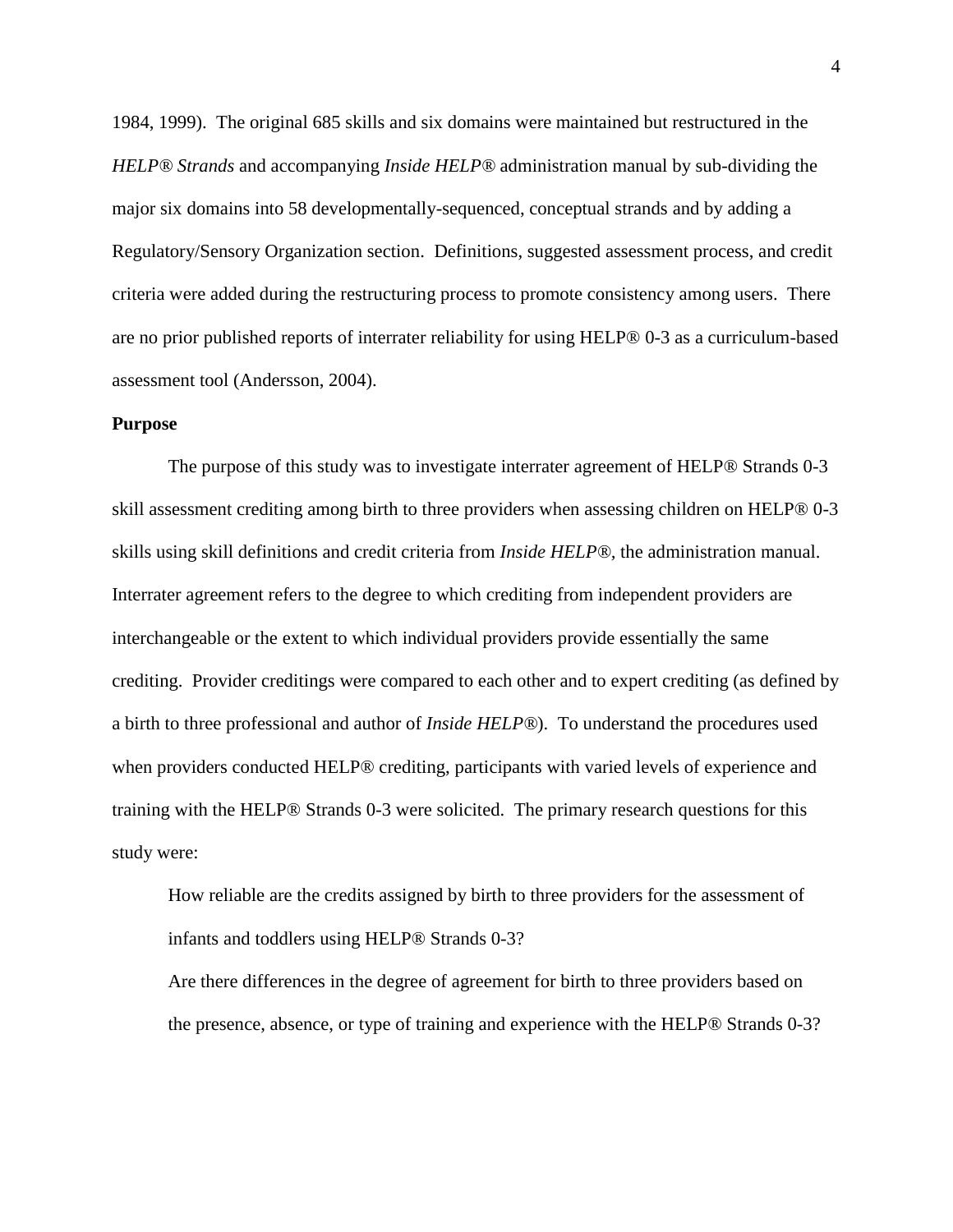1984, 1999). The original 685 skills and six domains were maintained but restructured in the *HELP® Strands* and accompanying *Inside HELP®* administration manual by sub-dividing the major six domains into 58 developmentally-sequenced, conceptual strands and by adding a Regulatory/Sensory Organization section. Definitions, suggested assessment process, and credit criteria were added during the restructuring process to promote consistency among users. There are no prior published reports of interrater reliability for using HELP® 0-3 as a curriculum-based assessment tool (Andersson, 2004).

**Purpose**

The purpose of this study was to investigate interrater agreement of HELP® Strands 0-3 skill assessment crediting among birth to three providers when assessing children on HELP® 0-3 skills using skill definitions and credit criteria from *Inside HELP®*, the administration manual. Interrater agreement refers to the degree to which crediting from independent providers are interchangeable or the extent to which individual providers provide essentially the same crediting. Provider creditings were compared to each other and to expert crediting (as defined by a birth to three professional and author of *Inside HELP®*). To understand the procedures used when providers conducted HELP® crediting, participants with varied levels of experience and training with the HELP® Strands 0-3 were solicited. The primary research questions for this study were:

How reliable are the credits assigned by birth to three providers for the assessment of infants and toddlers using HELP® Strands 0-3?

Are there differences in the degree of agreement for birth to three providers based on the presence, absence, or type of training and experience with the HELP® Strands 0-3?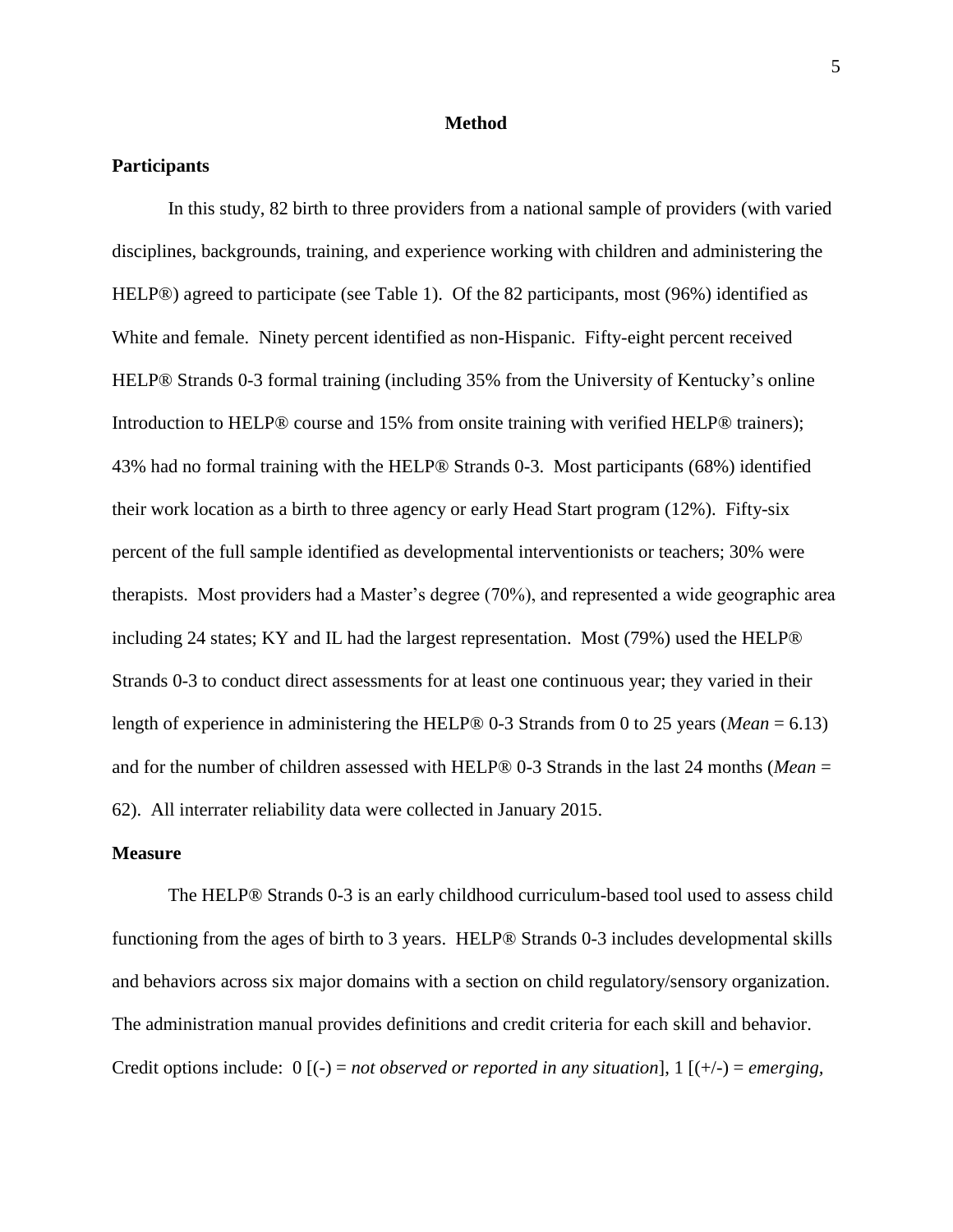## Method

### Participants

In this study, 82 birth to three providers from a national sample of providers (with varied disciplines, backgrounds, training, and experience working with children and administering the HELP®) agreed to participate (see Table 1). Of the 82 participants, most (96%) identified as White and female. Ninety percent identified as non-Hispanic. Fifty-eight percent received HELP® Strands 0-3 formal training (including 35% from the University of Kentucky's online Introduction to HELP® course and 15% from onsite training with verified HELP® trainers); 43% had no formal training with the HELP® Strands 0-3. Most participants (68%) identified their work location as a birth to three agency or early Head Start program (12%). Fifty-six percent of the full sample identified as developmental interventionists or teachers; 30% were therapists. Most providers had a Master's degree (70%), and represented a wide geographic area including 24 states; KY and IL had the largest representation. Most (79%) used the HELP® Strands 0-3 to conduct direct assessments for at least one continuous year; they varied in their length of experience in administering the HELP® 0-3 Strands from 0 to 25 years (*Mean* = 6.13) and for the number of children assessed with HELP® 0-3 Strands in the last 24 months (*Mean* = 62). All interrater reliability data were collected in January 2015.

### Measure

The HELP® Strands 0-3 is an early childhood curriculum-based tool used to assess child functioning from the ages of birth to 3 years. HELP® Strands 0-3 includes developmental skills and behaviors across six major domains with a section on child regulatory/sensory organization. The administration manual provides definitions and credit criteria for each skill and behavior. Credit options include: 0 [(-) = *not observed or reported in any situation*], 1 [(+/-) = *emerging,*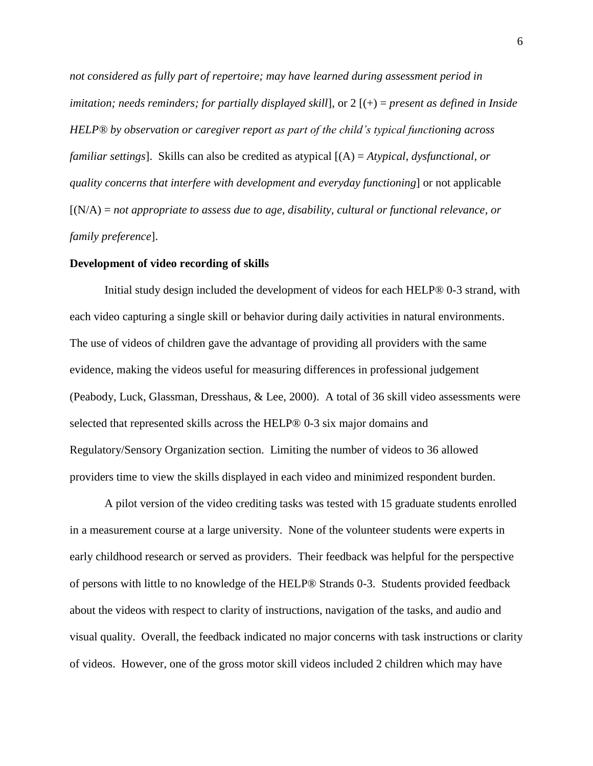*not considered as fully part of repertoire; may have learned during assessment period in imitation; needs reminders; for partially displayed skill*], or 2 [(+) = *present as defined in Inside HELP® by observation or caregiver report as part of the child's typical functioning across familiar settings*]. Skills can also be credited as atypical [(A) = *Atypical, dysfunctional, or quality concerns that interfere with development and everyday functioning*] or not applicable [(N/A) = *not appropriate to assess due to age, disability, cultural or functional relevance, or family preference*].

**Development of video recording of skills**

Initial study design included the development of videos for each HELP® 0-3 strand, with each video capturing a single skill or behavior during daily activities in natural environments. The use of videos of children gave the advantage of providing all providers with the same evidence, making the videos useful for measuring differences in professional judgement (Peabody, Luck, Glassman, Dresshaus, & Lee, 2000). A total of 36 skill video assessments were selected that represented skills across the HELP® 0-3 six major domains and Regulatory/Sensory Organization section. Limiting the number of videos to 36 allowed providers time to view the skills displayed in each video and minimized respondent burden.

A pilot version of the video crediting tasks was tested with 15 graduate students enrolled in a measurement course at a large university. None of the volunteer students were experts in early childhood research or served as providers. Their feedback was helpful for the perspective of persons with little to no knowledge of the HELP® Strands 0-3. Students provided feedback about the videos with respect to clarity of instructions, navigation of the tasks, and audio and visual quality. Overall, the feedback indicated no major concerns with task instructions or clarity of videos. However, one of the gross motor skill videos included 2 children which may have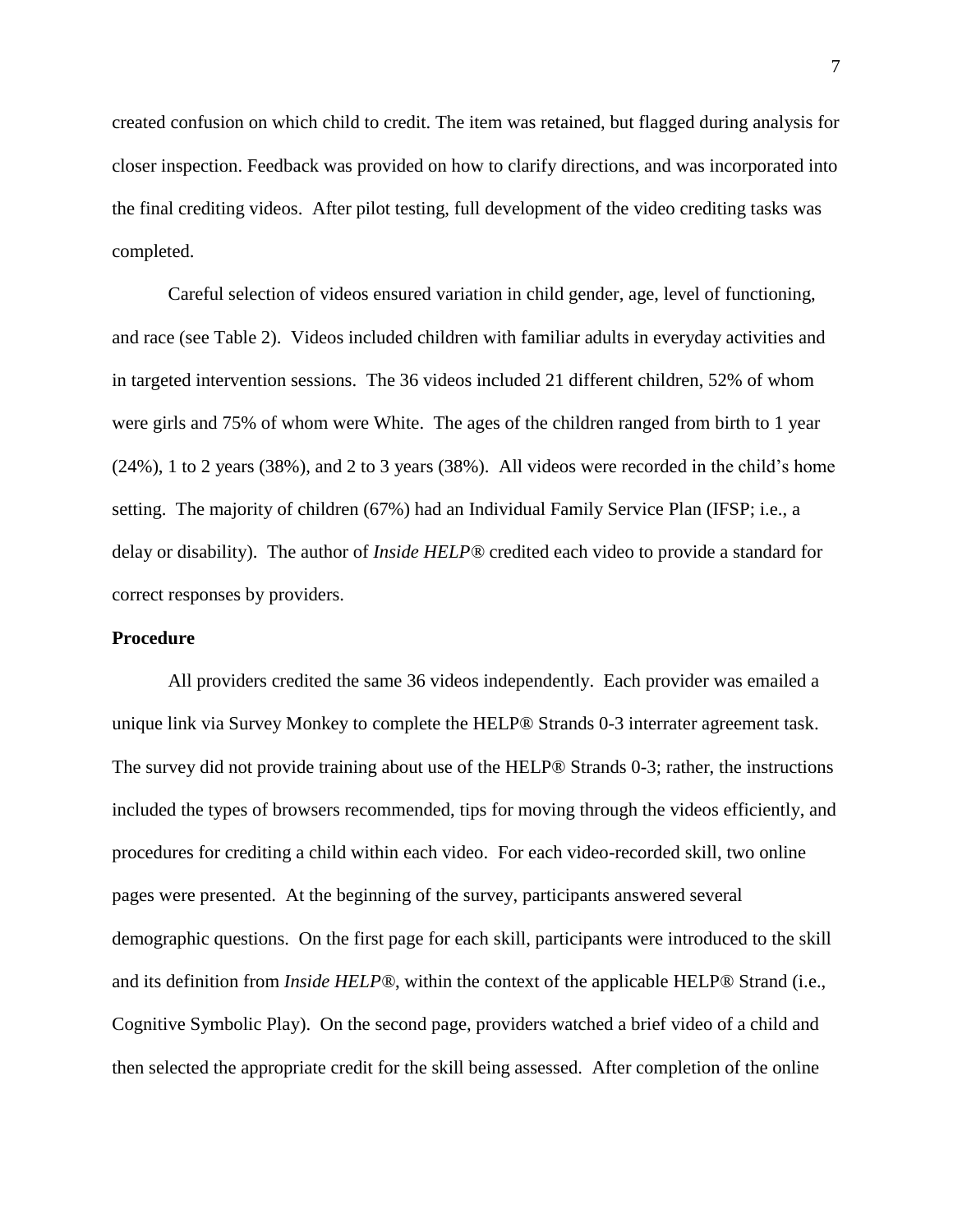created confusion on which child to credit. The item was retained, but flagged during analysis for closer inspection. Feedback was provided on how to clarify directions, and was incorporated into the final crediting videos. After pilot testing, full development of the video crediting tasks was completed.

Careful selection of videos ensured variation in child gender, age, level of functioning, and race (see Table 2). Videos included children with familiar adults in everyday activities and in targeted intervention sessions. The 36 videos included 21 different children, 52% of whom were girls and 75% of whom were White. The ages of the children ranged from birth to 1 year (24%), 1 to 2 years (38%), and 2 to 3 years (38%). All videos were recorded in the child's home setting. The majority of children (67%) had an Individual Family Service Plan (IFSP; i.e., a delay or disability). The author of *Inside HELP®* credited each video to provide a standard for correct responses by providers.

**Procedure**

All providers credited the same 36 videos independently. Each provider was emailed a unique link via Survey Monkey to complete the HELP® Strands 0-3 interrater agreement task. The survey did not provide training about use of the HELP® Strands 0-3; rather, the instructions included the types of browsers recommended, tips for moving through the videos efficiently, and procedures for crediting a child within each video. For each video-recorded skill, two online pages were presented. At the beginning of the survey, participants answered several demographic questions. On the first page for each skill, participants were introduced to the skill and its definition from *Inside HELP®*, within the context of the applicable HELP® Strand (i.e., Cognitive Symbolic Play). On the second page, providers watched a brief video of a child and then selected the appropriate credit for the skill being assessed. After completion of the online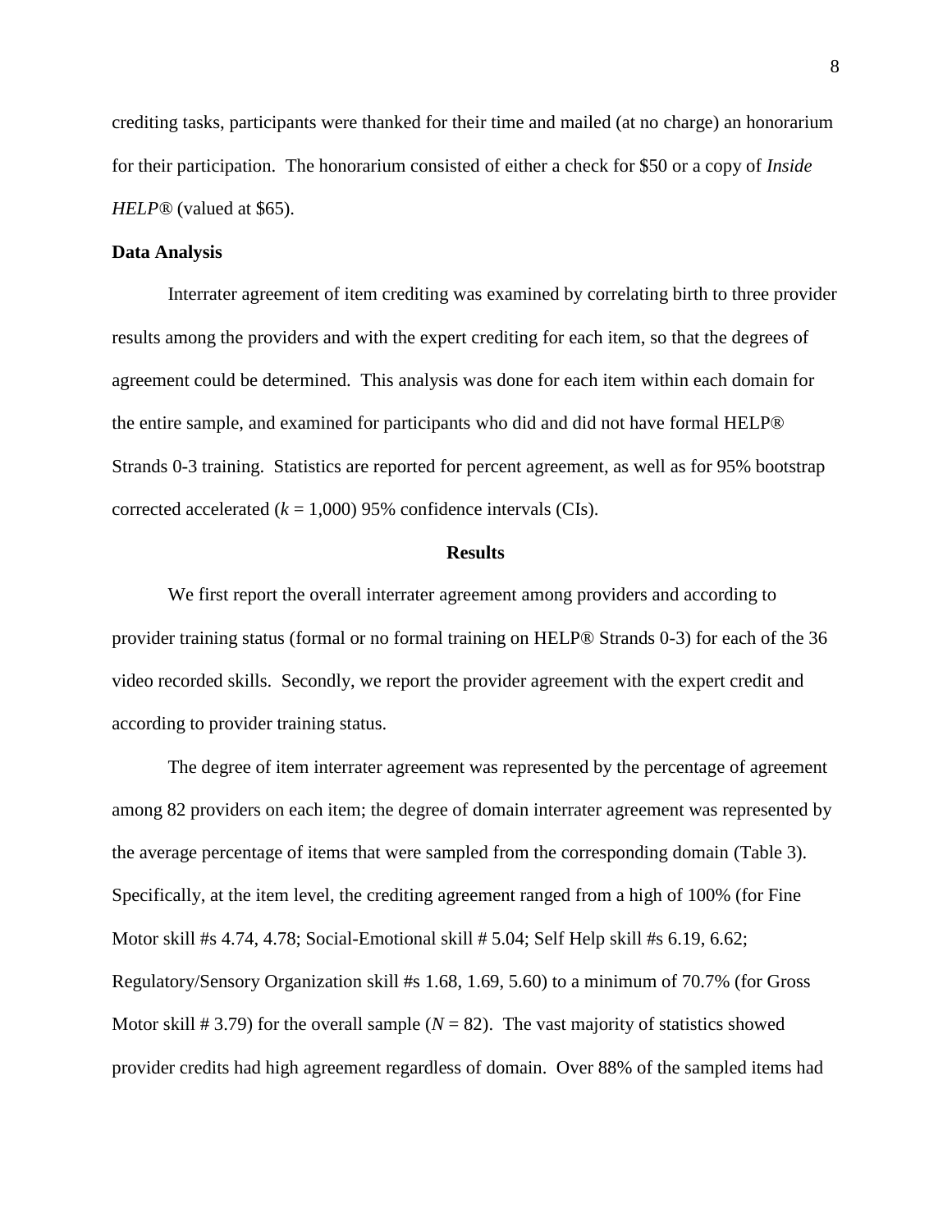crediting tasks, participants were thanked for their time and mailed (at no charge) an honorarium for their participation. The honorarium consisted of either a check for $50 or a copy of *Inside HELP®* (valued at $65).

**Data Analysis**

Interrater agreement of item crediting was examined by correlating birth to three provider results among the providers and with the expert crediting for each item, so that the degrees of agreement could be determined. This analysis was done for each item within each domain for the entire sample, and examined for participants who did and did not have formal HELP® Strands 0-3 training. Statistics are reported for percent agreement, as well as for 95% bootstrap corrected accelerated ($k$ = 1,000) 95% confidence intervals (CIs).

## Results

We first report the overall interrater agreement among providers and according to provider training status (formal or no formal training on HELP® Strands 0-3) for each of the 36 video recorded skills. Secondly, we report the provider agreement with the expert credit and according to provider training status.

The degree of item interrater agreement was represented by the percentage of agreement among 82 providers on each item; the degree of domain interrater agreement was represented by the average percentage of items that were sampled from the corresponding domain (Table 3). Specifically, at the item level, the crediting agreement ranged from a high of 100% (for Fine Motor skill #s 4.74, 4.78; Social-Emotional skill # 5.04; Self Help skill #s 6.19, 6.62; Regulatory/Sensory Organization skill #s 1.68, 1.69, 5.60) to a minimum of 70.7% (for Gross Motor skill # 3.79) for the overall sample ($N$ = 82). The vast majority of statistics showed provider credits had high agreement regardless of domain. Over 88% of the sampled items had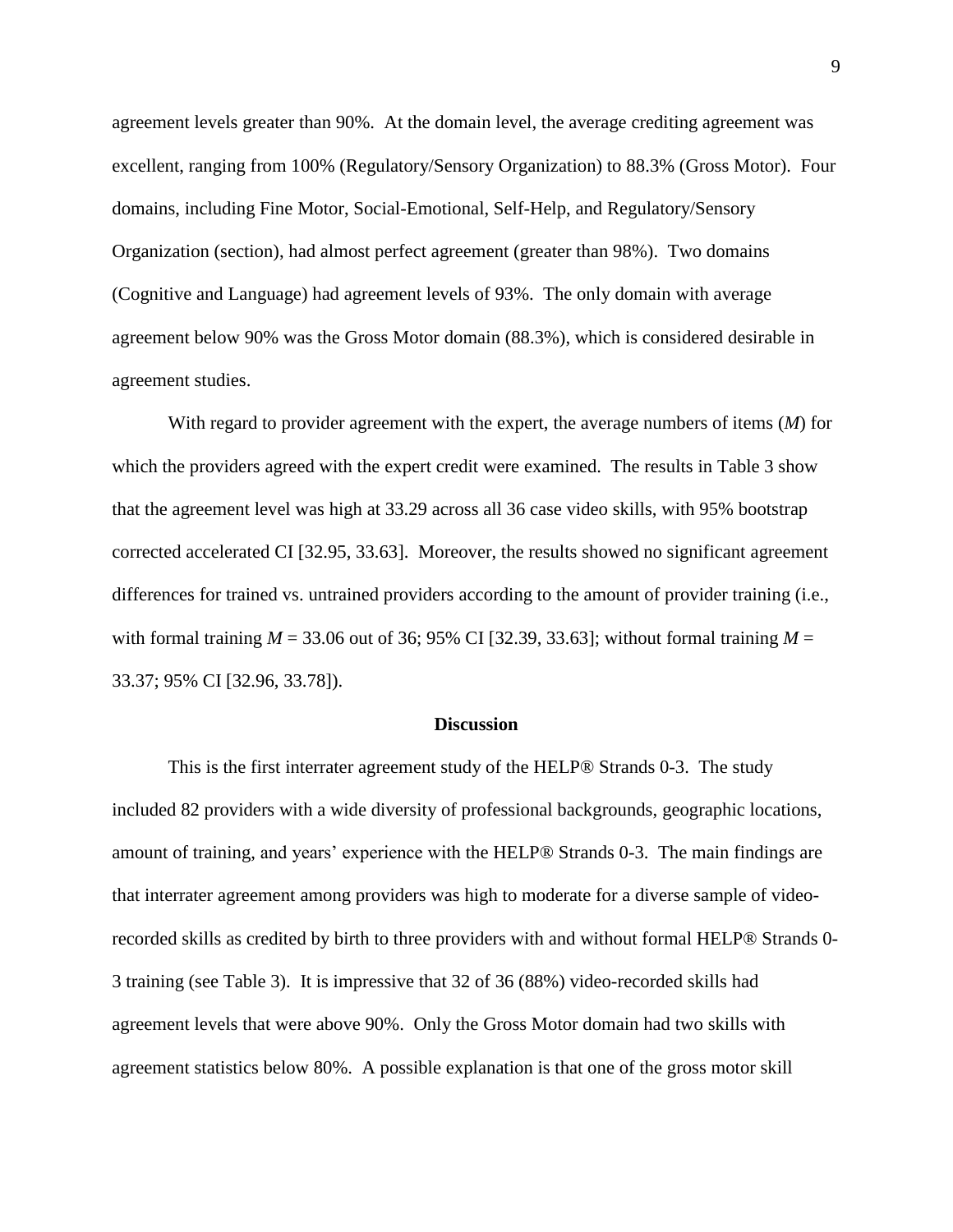agreement levels greater than 90%. At the domain level, the average crediting agreement was excellent, ranging from 100% (Regulatory/Sensory Organization) to 88.3% (Gross Motor). Four domains, including Fine Motor, Social-Emotional, Self-Help, and Regulatory/Sensory Organization (section), had almost perfect agreement (greater than 98%). Two domains (Cognitive and Language) had agreement levels of 93%. The only domain with average agreement below 90% was the Gross Motor domain (88.3%), which is considered desirable in agreement studies.

With regard to provider agreement with the expert, the average numbers of items (*M*) for which the providers agreed with the expert credit were examined. The results in Table 3 show that the agreement level was high at 33.29 across all 36 case video skills, with 95% bootstrap corrected accelerated CI [32.95, 33.63]. Moreover, the results showed no significant agreement differences for trained vs. untrained providers according to the amount of provider training (i.e., with formal training $M = 33.06$ out of 36; 95% CI [32.39, 33.63]; without formal training $M = 33.37$; 95% CI [32.96, 33.78]).

## Discussion

This is the first interrater agreement study of the HELP® Strands 0-3. The study included 82 providers with a wide diversity of professional backgrounds, geographic locations, amount of training, and years' experience with the HELP® Strands 0-3. The main findings are that interrater agreement among providers was high to moderate for a diverse sample of video-recorded skills as credited by birth to three providers with and without formal HELP® Strands 0-3 training (see Table 3). It is impressive that 32 of 36 (88%) video-recorded skills had agreement levels that were above 90%. Only the Gross Motor domain had two skills with agreement statistics below 80%. A possible explanation is that one of the gross motor skill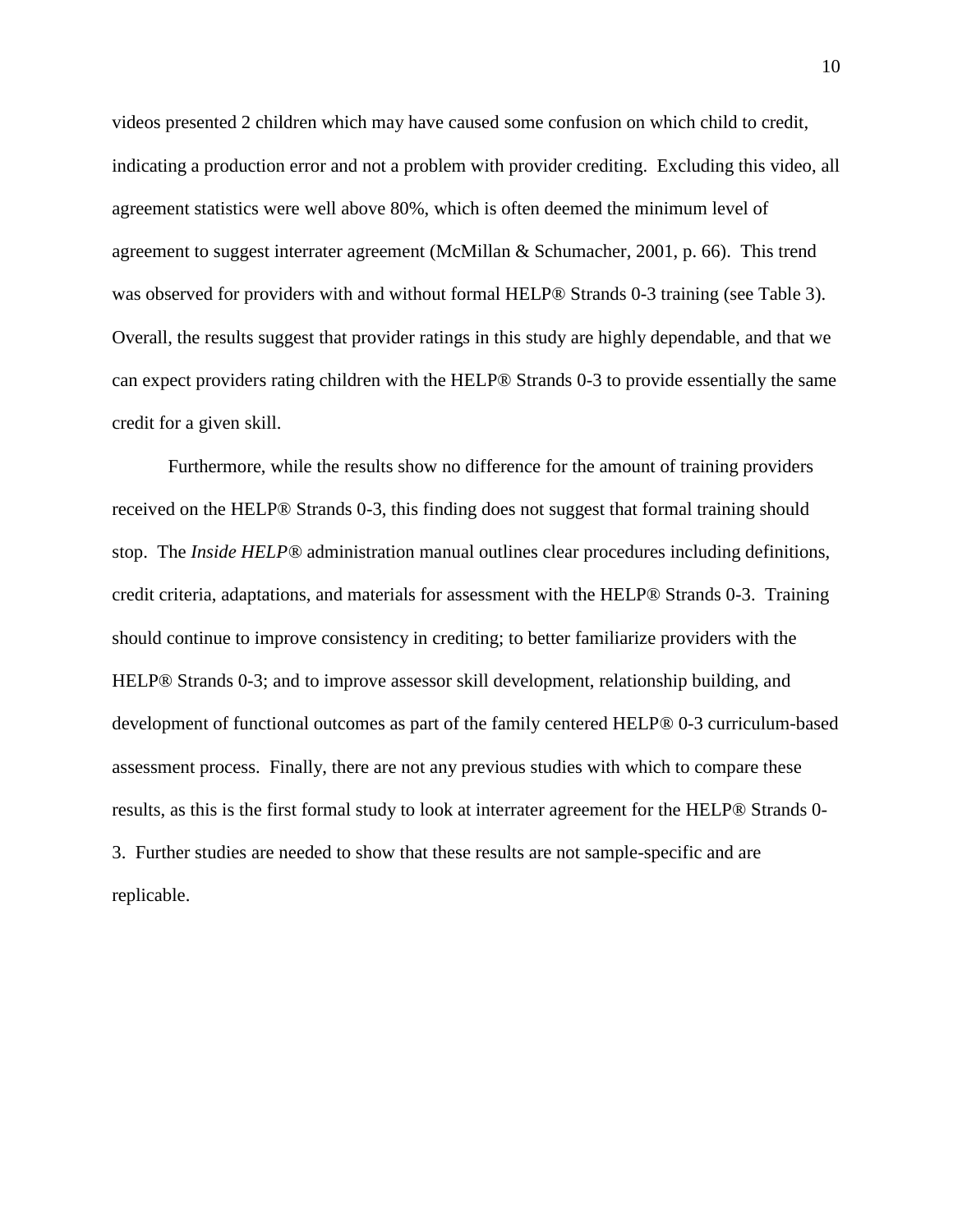videos presented 2 children which may have caused some confusion on which child to credit, indicating a production error and not a problem with provider crediting. Excluding this video, all agreement statistics were well above 80%, which is often deemed the minimum level of agreement to suggest interrater agreement (McMillan & Schumacher, 2001, p. 66). This trend was observed for providers with and without formal HELP® Strands 0-3 training (see Table 3). Overall, the results suggest that provider ratings in this study are highly dependable, and that we can expect providers rating children with the HELP® Strands 0-3 to provide essentially the same credit for a given skill.

Furthermore, while the results show no difference for the amount of training providers received on the HELP® Strands 0-3, this finding does not suggest that formal training should stop. The *Inside HELP®* administration manual outlines clear procedures including definitions, credit criteria, adaptations, and materials for assessment with the HELP® Strands 0-3. Training should continue to improve consistency in crediting; to better familiarize providers with the HELP® Strands 0-3; and to improve assessor skill development, relationship building, and development of functional outcomes as part of the family centered HELP® 0-3 curriculum-based assessment process. Finally, there are not any previous studies with which to compare these results, as this is the first formal study to look at interrater agreement for the HELP® Strands 0-3. Further studies are needed to show that these results are not sample-specific and are replicable.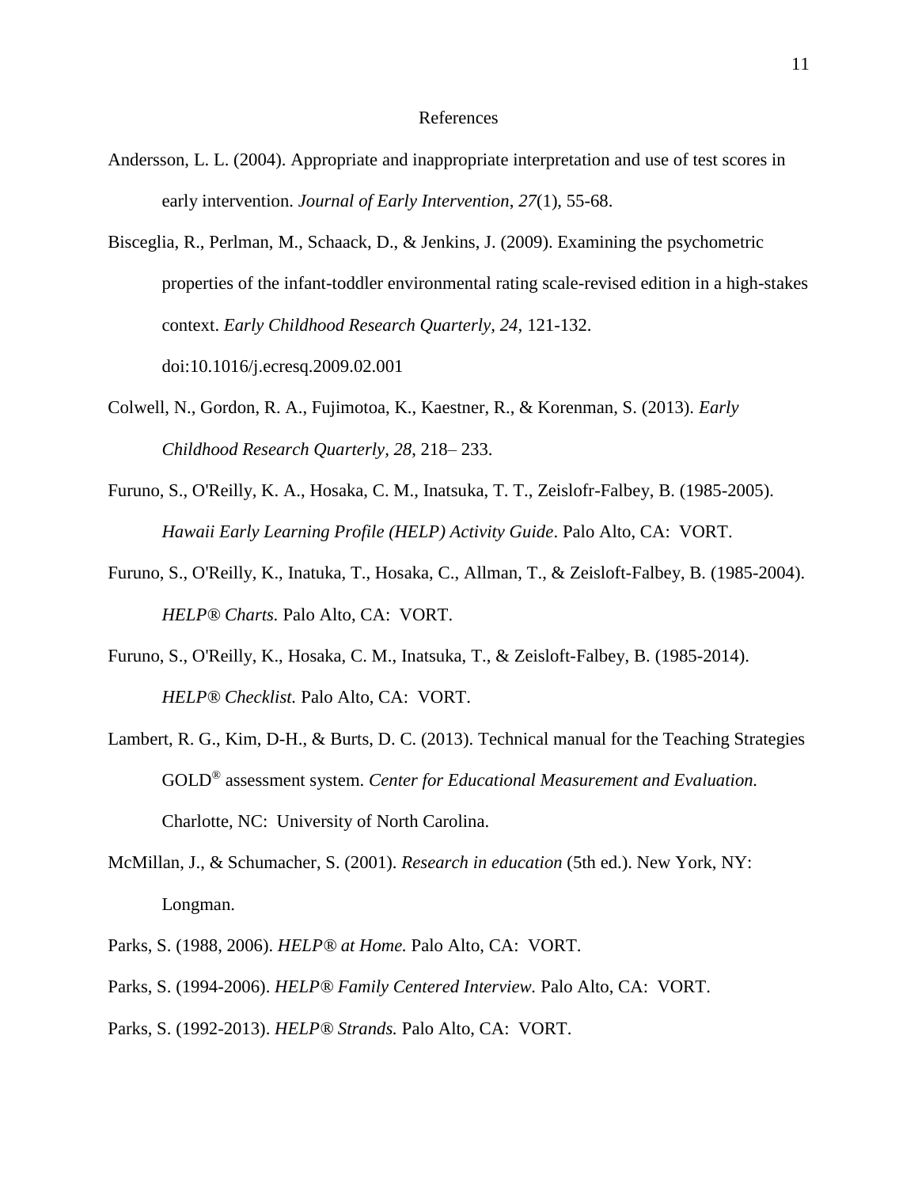# References

Andersson, L. L. (2004). Appropriate and inappropriate interpretation and use of test scores in early intervention. *Journal of Early Intervention*, *27*(1), 55-68.

Bisceglia, R., Perlman, M., Schaack, D., & Jenkins, J. (2009). Examining the psychometric properties of the infant-toddler environmental rating scale-revised edition in a high-stakes context. *Early Childhood Research Quarterly, 24*, 121-132. doi:10.1016/j.ecresq.2009.02.001

Colwell, N., Gordon, R. A., Fujimotoa, K., Kaestner, R., & Korenman, S. (2013). *Early Childhood Research Quarterly, 28*, 218– 233.

Furuno, S., O'Reilly, K. A., Hosaka, C. M., Inatsuka, T. T., Zeislofr-Falbey, B. (1985-2005). *Hawaii Early Learning Profile (HELP) Activity Guide*. Palo Alto, CA: VORT.

Furuno, S., O'Reilly, K., Inatuka, T., Hosaka, C., Allman, T., & Zeisloft-Falbey, B. (1985-2004). *HELP® Charts.* Palo Alto, CA: VORT.

Furuno, S., O'Reilly, K., Hosaka, C. M., Inatsuka, T., & Zeisloft-Falbey, B. (1985-2014). *HELP® Checklist.* Palo Alto, CA: VORT.

Lambert, R. G., Kim, D-H., & Burts, D. C. (2013). Technical manual for the Teaching Strategies GOLD® assessment system. *Center for Educational Measurement and Evaluation.* Charlotte, NC: University of North Carolina.

McMillan, J., & Schumacher, S. (2001). *Research in education* (5th ed.). New York, NY: Longman.

Parks, S. (1988, 2006). *HELP® at Home.* Palo Alto, CA: VORT.

Parks, S. (1994-2006). *HELP® Family Centered Interview.* Palo Alto, CA: VORT.

Parks, S. (1992-2013). *HELP® Strands.* Palo Alto, CA: VORT.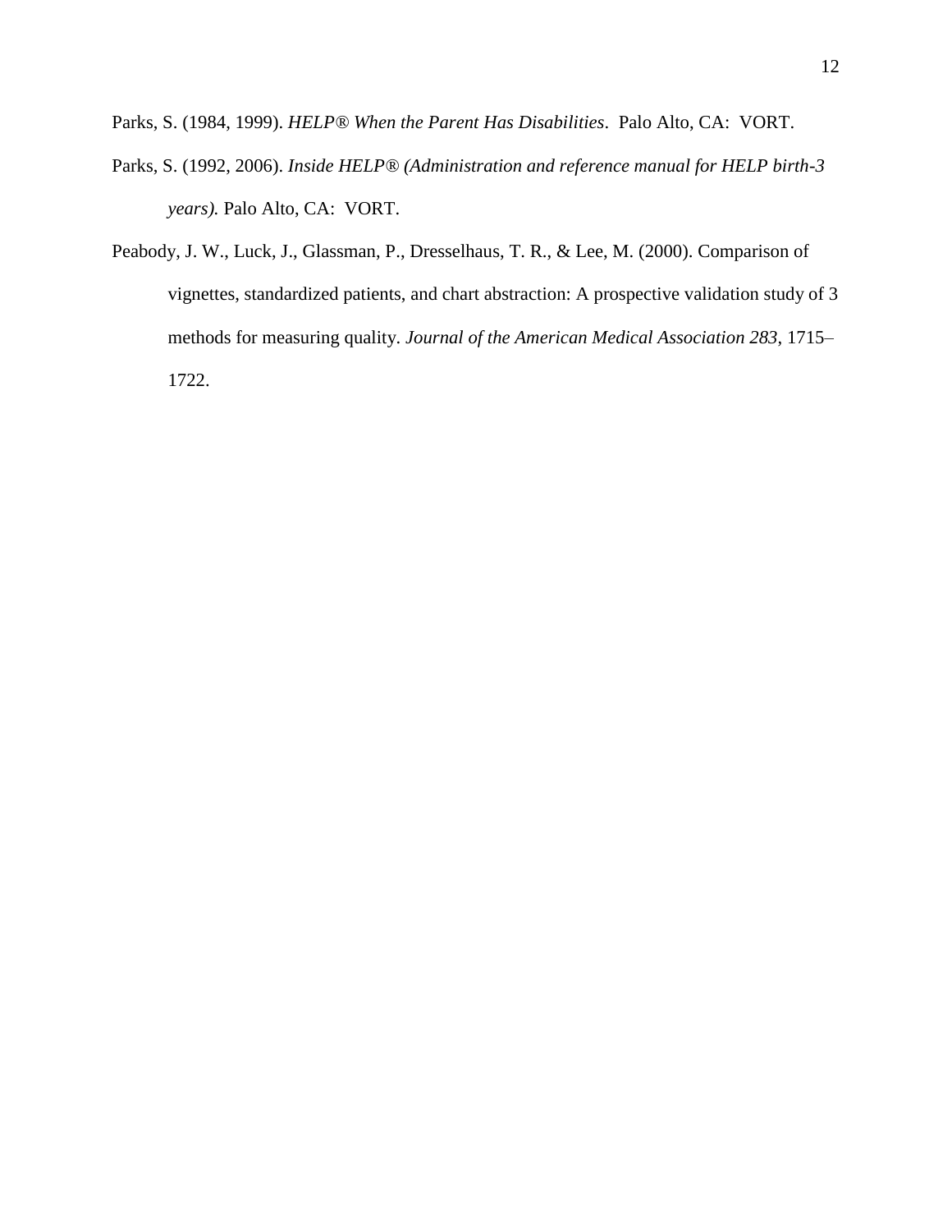Parks, S. (1984, 1999). *HELP® When the Parent Has Disabilities*.  Palo Alto, CA:  VORT.

Parks, S. (1992, 2006). *Inside HELP® (Administration and reference manual for HELP birth-3 years).* Palo Alto, CA:  VORT.

Peabody, J. W., Luck, J., Glassman, P., Dresselhaus, T. R., & Lee, M. (2000). Comparison of vignettes, standardized patients, and chart abstraction: A prospective validation study of 3 methods for measuring quality. *Journal of the American Medical Association 283*, 1715–1722.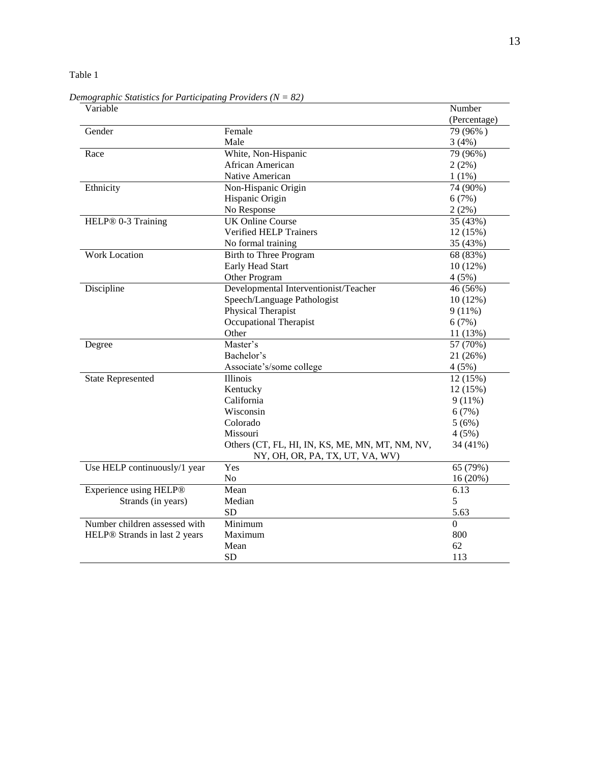Table 1

*Demographic Statistics for Participating Providers (N = 82)*

| Variable | | Number (Percentage) |
|---|---|---|
| Gender | Female | 79 (96% ) |
| | Male | 3 (4%) |
| Race | White, Non-Hispanic | 79 (96%) |
| | African American | 2 (2%) |
| | Native American | 1 (1%) |
| Ethnicity | Non-Hispanic Origin | 74 (90%) |
| | Hispanic Origin | 6 (7%) |
| | No Response | 2 (2%) |
| HELP® 0-3 Training | UK Online Course | 35 (43%) |
| | Verified HELP Trainers | 12 (15%) |
| | No formal training | 35 (43%) |
| Work Location | Birth to Three Program | 68 (83%) |
| | Early Head Start | 10 (12%) |
| | Other Program | 4 (5%) |
| Discipline | Developmental Interventionist/Teacher | 46 (56%) |
| | Speech/Language Pathologist | 10 (12%) |
| | Physical Therapist | 9 (11%) |
| | Occupational Therapist | 6 (7%) |
| | Other | 11 (13%) |
| Degree | Master's | 57 (70%) |
| | Bachelor's | 21 (26%) |
| | Associate's/some college | 4 (5%) |
| State Represented | Illinois | 12 (15%) |
| | Kentucky | 12 (15%) |
| | California | 9 (11%) |
| | Wisconsin | 6 (7%) |
| | Colorado | 5 (6%) |
| | Missouri | 4 (5%) |
| | Others (CT, FL, HI, IN, KS, ME, MN, MT, NM, NV, NY, OH, OR, PA, TX, UT, VA, WV) | 34 (41%) |
| Use HELP continuously/1 year | Yes | 65 (79%) |
| | No | 16 (20%) |
| Experience using HELP® Strands (in years) | Mean | 6.13 |
| | Median | 5 |
| | SD | 5.63 |
| Number children assessed with HELP® Strands in last 2 years | Minimum | 0 |
| | Maximum | 800 |
| | Mean | 62 |
| | SD | 113 |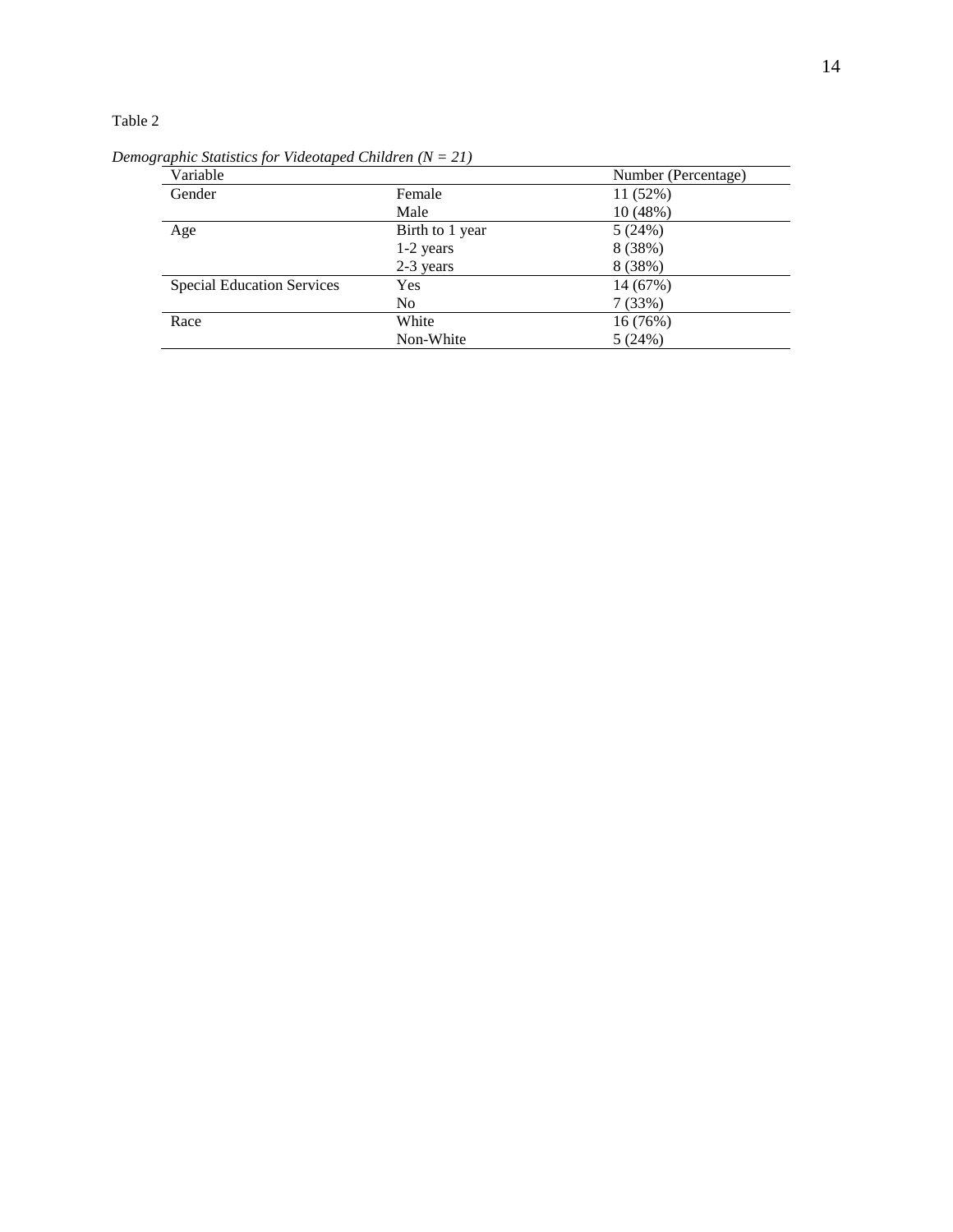Table 2

*Demographic Statistics for Videotaped Children (N = 21)*

| Variable | | Number (Percentage) |
|---|---|---|
| Gender | Female | 11 (52%) |
| | Male | 10 (48%) |
| Age | Birth to 1 year | 5 (24%) |
| | 1-2 years | 8 (38%) |
| | 2-3 years | 8 (38%) |
| Special Education Services | Yes | 14 (67%) |
| | No | 7 (33%) |
| Race | White | 16 (76%) |
| | Non-White | 5 (24%) |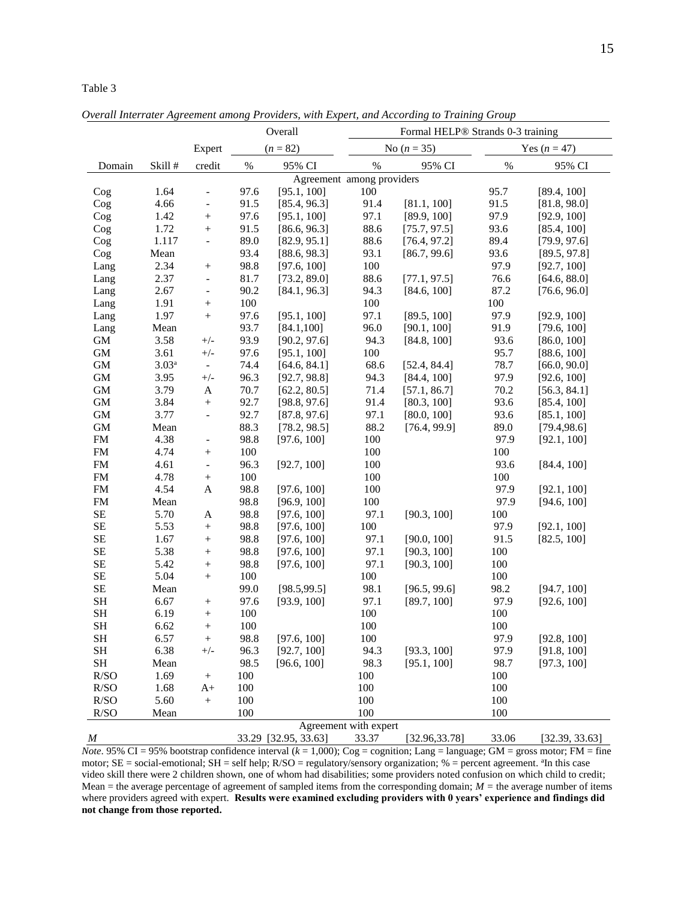Table 3

*Overall Interrater Agreement among Providers, with Expert, and According to Training Group*

| | | | Overall | | Formal HELP® Strands 0-3 training | | | |
|---|---|---|---|---|---|---|---|---|
| | | Expert | ($n$ = 82) | | No ($n$ = 35) | | Yes ($n$ = 47) | |
| Domain | Skill # | credit | % | 95% CI | % | 95% CI | % | 95% CI |
| | | | | Agreement among providers | | | | |
| Cog | 1.64 | - | 97.6 | [95.1, 100] | 100 | | 95.7 | [89.4, 100] |
| Cog | 4.66 | - | 91.5 | [85.4, 96.3] | 91.4 | [81.1, 100] | 91.5 | [81.8, 98.0] |
| Cog | 1.42 | + | 97.6 | [95.1, 100] | 97.1 | [89.9, 100] | 97.9 | [92.9, 100] |
| Cog | 1.72 | + | 91.5 | [86.6, 96.3] | 88.6 | [75.7, 97.5] | 93.6 | [85.4, 100] |
| Cog | 1.117 | - | 89.0 | [82.9, 95.1] | 88.6 | [76.4, 97.2] | 89.4 | [79.9, 97.6] |
| Cog | Mean | | 93.4 | [88.6, 98.3] | 93.1 | [86.7, 99.6] | 93.6 | [89.5, 97.8] |
| Lang | 2.34 | + | 98.8 | [97.6, 100] | 100 | | 97.9 | [92.7, 100] |
| Lang | 2.37 | - | 81.7 | [73.2, 89.0] | 88.6 | [77.1, 97.5] | 76.6 | [64.6, 88.0] |
| Lang | 2.67 | - | 90.2 | [84.1, 96.3] | 94.3 | [84.6, 100] | 87.2 | [76.6, 96.0] |
| Lang | 1.91 | + | 100 | | 100 | | 100 | |
| Lang | 1.97 | + | 97.6 | [95.1, 100] | 97.1 | [89.5, 100] | 97.9 | [92.9, 100] |
| Lang | Mean | | 93.7 | [84.1,100] | 96.0 | [90.1, 100] | 91.9 | [79.6, 100] |
| GM | 3.58 | +/- | 93.9 | [90.2, 97.6] | 94.3 | [84.8, 100] | 93.6 | [86.0, 100] |
| GM | 3.61 | +/- | 97.6 | [95.1, 100] | 100 | | 95.7 | [88.6, 100] |
| GM | 3.03[a] | - | 74.4 | [64.6, 84.1] | 68.6 | [52.4, 84.4] | 78.7 | [66.0, 90.0] |
| GM | 3.95 | +/- | 96.3 | [92.7, 98.8] | 94.3 | [84.4, 100] | 97.9 | [92.6, 100] |
| GM | 3.79 | A | 70.7 | [62.2, 80.5] | 71.4 | [57.1, 86.7] | 70.2 | [56.3, 84.1] |
| GM | 3.84 | + | 92.7 | [98.8, 97.6] | 91.4 | [80.3, 100] | 93.6 | [85.4, 100] |
| GM | 3.77 | - | 92.7 | [87.8, 97.6] | 97.1 | [80.0, 100] | 93.6 | [85.1, 100] |
| GM | Mean | | 88.3 | [78.2, 98.5] | 88.2 | [76.4, 99.9] | 89.0 | [79.4,98.6] |
| FM | 4.38 | - | 98.8 | [97.6, 100] | 100 | | 97.9 | [92.1, 100] |
| FM | 4.74 | + | 100 | | 100 | | 100 | |
| FM | 4.61 | - | 96.3 | [92.7, 100] | 100 | | 93.6 | [84.4, 100] |
| FM | 4.78 | + | 100 | | 100 | | 100 | |
| FM | 4.54 | A | 98.8 | [97.6, 100] | 100 | | 97.9 | [92.1, 100] |
| FM | Mean | | 98.8 | [96.9, 100] | 100 | | 97.9 | [94.6, 100] |
| SE | 5.70 | A | 98.8 | [97.6, 100] | 97.1 | [90.3, 100] | 100 | |
| SE | 5.53 | + | 98.8 | [97.6, 100] | 100 | | 97.9 | [92.1, 100] |
| SE | 1.67 | + | 98.8 | [97.6, 100] | 97.1 | [90.0, 100] | 91.5 | [82.5, 100] |
| SE | 5.38 | + | 98.8 | [97.6, 100] | 97.1 | [90.3, 100] | 100 | |
| SE | 5.42 | + | 98.8 | [97.6, 100] | 97.1 | [90.3, 100] | 100 | |
| SE | 5.04 | + | 100 | | 100 | | 100 | |
| SE | Mean | | 99.0 | [98.5,99.5] | 98.1 | [96.5, 99.6] | 98.2 | [94.7, 100] |
| SH | 6.67 | + | 97.6 | [93.9, 100] | 97.1 | [89.7, 100] | 97.9 | [92.6, 100] |
| SH | 6.19 | + | 100 | | 100 | | 100 | |
| SH | 6.62 | + | 100 | | 100 | | 100 | |
| SH | 6.57 | + | 98.8 | [97.6, 100] | 100 | | 97.9 | [92.8, 100] |
| SH | 6.38 | +/- | 96.3 | [92.7, 100] | 94.3 | [93.3, 100] | 97.9 | [91.8, 100] |
| SH | Mean | | 98.5 | [96.6, 100] | 98.3 | [95.1, 100] | 98.7 | [97.3, 100] |
| R/SO | 1.69 | + | 100 | | 100 | | 100 | |
| R/SO | 1.68 | A+ | 100 | | 100 | | 100 | |
| R/SO | 5.60 | + | 100 | | 100 | | 100 | |
| R/SO | Mean | | 100 | | 100 | | 100 | |
| | | | | Agreement with expert | | | | |
| $M$ | | | 33.29 | [32.95, 33.63] | 33.37 | [32.96,33.78] | 33.06 | [32.39, 33.63] |

*Note*. 95% CI = 95% bootstrap confidence interval ($k$ = 1,000); Cog = cognition; Lang = language; GM = gross motor; FM = fine motor; SE = social-emotional; SH = self help; R/SO = regulatory/sensory organization; % = percent agreement. [a]In this case video skill there were 2 children shown, one of whom had disabilities; some providers noted confusion on which child to credit; Mean = the average percentage of agreement of sampled items from the corresponding domain; $M$ = the average number of items where providers agreed with expert. **Results were examined excluding providers with 0 years' experience and findings did not change from those reported.**